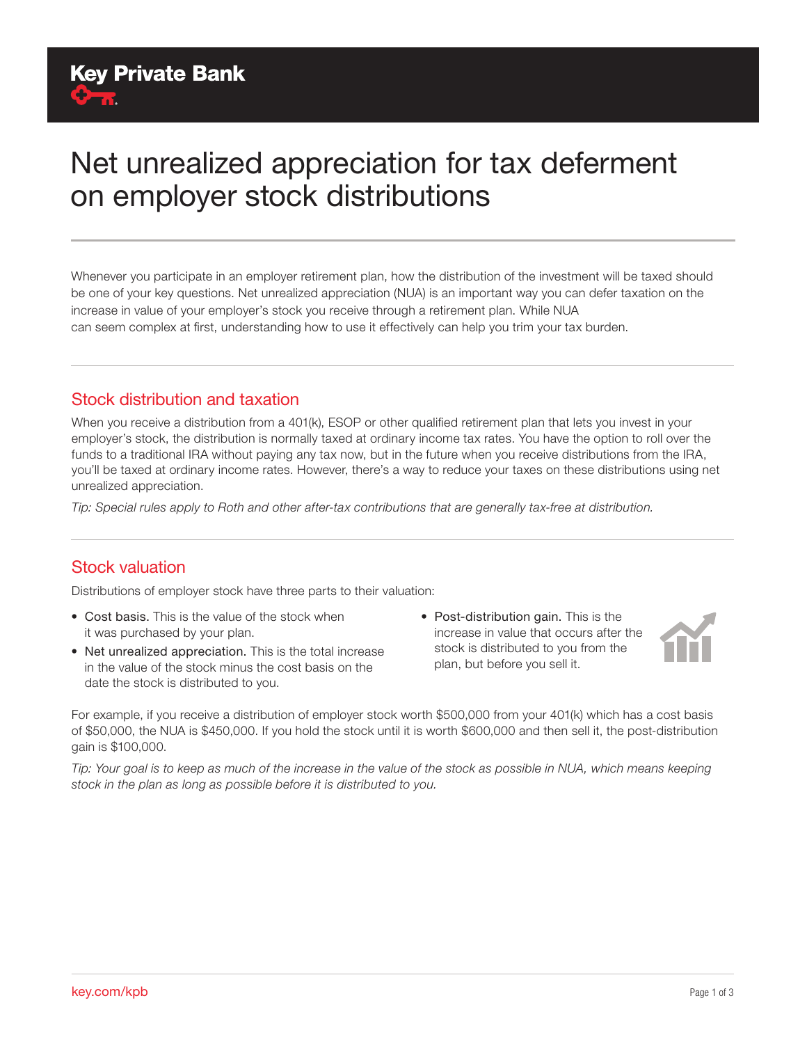Key Private Bank

# Net unrealized appreciation for tax deferment on employer stock distributions

Whenever you participate in an employer retirement plan, how the distribution of the investment will be taxed should be one of your key questions. Net unrealized appreciation (NUA) is an important way you can defer taxation on the increase in value of your employer's stock you receive through a retirement plan. While NUA can seem complex at first, understanding how to use it effectively can help you trim your tax burden.

## Stock distribution and taxation

When you receive a distribution from a 401(k), ESOP or other qualified retirement plan that lets you invest in your employer's stock, the distribution is normally taxed at ordinary income tax rates. You have the option to roll over the funds to a traditional IRA without paying any tax now, but in the future when you receive distributions from the IRA, you'll be taxed at ordinary income rates. However, there's a way to reduce your taxes on these distributions using net unrealized appreciation.

*Tip: Special rules apply to Roth and other after-tax contributions that are generally tax-free at distribution.*

## Stock valuation

Distributions of employer stock have three parts to their valuation:

- Cost basis. This is the value of the stock when it was purchased by your plan.
- Net unrealized appreciation. This is the total increase in the value of the stock minus the cost basis on the date the stock is distributed to you.
- Post-distribution gain. This is the increase in value that occurs after the stock is distributed to you from the plan, but before you sell it.

For example, if you receive a distribution of employer stock worth $500,000 from your 401(k) which has a cost basis of $50,000, the NUA is $450,000. If you hold the stock until it is worth $600,000 and then sell it, the post-distribution gain is $100,000.

*Tip: Your goal is to keep as much of the increase in the value of the stock as possible in NUA, which means keeping stock in the plan as long as possible before it is distributed to you.*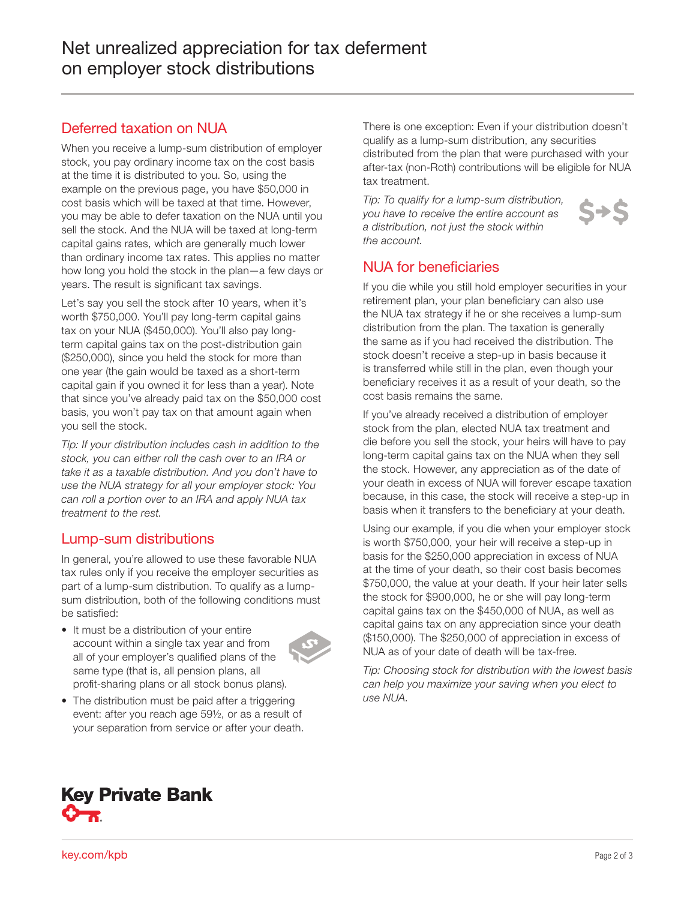# Net unrealized appreciation for tax deferment on employer stock distributions

## Deferred taxation on NUA

When you receive a lump-sum distribution of employer stock, you pay ordinary income tax on the cost basis at the time it is distributed to you. So, using the example on the previous page, you have $50,000 in cost basis which will be taxed at that time. However, you may be able to defer taxation on the NUA until you sell the stock. And the NUA will be taxed at long-term capital gains rates, which are generally much lower than ordinary income tax rates. This applies no matter how long you hold the stock in the plan—a few days or years. The result is significant tax savings.

Let's say you sell the stock after 10 years, when it's worth $750,000. You'll pay long-term capital gains tax on your NUA ($450,000). You'll also pay long-term capital gains tax on the post-distribution gain ($250,000), since you held the stock for more than one year (the gain would be taxed as a short-term capital gain if you owned it for less than a year). Note that since you've already paid tax on the $50,000 cost basis, you won't pay tax on that amount again when you sell the stock.

*Tip: If your distribution includes cash in addition to the stock, you can either roll the cash over to an IRA or take it as a taxable distribution. And you don't have to use the NUA strategy for all your employer stock: You can roll a portion over to an IRA and apply NUA tax treatment to the rest.*

## Lump-sum distributions

In general, you're allowed to use these favorable NUA tax rules only if you receive the employer securities as part of a lump-sum distribution. To qualify as a lump-sum distribution, both of the following conditions must be satisfied:

- It must be a distribution of your entire account within a single tax year and from all of your employer's qualified plans of the same type (that is, all pension plans, all profit-sharing plans or all stock bonus plans).
- The distribution must be paid after a triggering event: after you reach age 59½, or as a result of your separation from service or after your death.

There is one exception: Even if your distribution doesn't qualify as a lump-sum distribution, any securities distributed from the plan that were purchased with your after-tax (non-Roth) contributions will be eligible for NUA tax treatment.

*Tip: To qualify for a lump-sum distribution, you have to receive the entire account as a distribution, not just the stock within the account.*

## NUA for beneficiaries

If you die while you still hold employer securities in your retirement plan, your plan beneficiary can also use the NUA tax strategy if he or she receives a lump-sum distribution from the plan. The taxation is generally the same as if you had received the distribution. The stock doesn't receive a step-up in basis because it is transferred while still in the plan, even though your beneficiary receives it as a result of your death, so the cost basis remains the same.

If you've already received a distribution of employer stock from the plan, elected NUA tax treatment and die before you sell the stock, your heirs will have to pay long-term capital gains tax on the NUA when they sell the stock. However, any appreciation as of the date of your death in excess of NUA will forever escape taxation because, in this case, the stock will receive a step-up in basis when it transfers to the beneficiary at your death.

Using our example, if you die when your employer stock is worth $750,000, your heir will receive a step-up in basis for the $250,000 appreciation in excess of NUA at the time of your death, so their cost basis becomes $750,000, the value at your death. If your heir later sells the stock for $900,000, he or she will pay long-term capital gains tax on the $450,000 of NUA, as well as capital gains tax on any appreciation since your death ($150,000). The $250,000 of appreciation in excess of NUA as of your date of death will be tax-free.

*Tip: Choosing stock for distribution with the lowest basis can help you maximize your saving when you elect to use NUA.*

**Key Private Bank**

key.com/kpb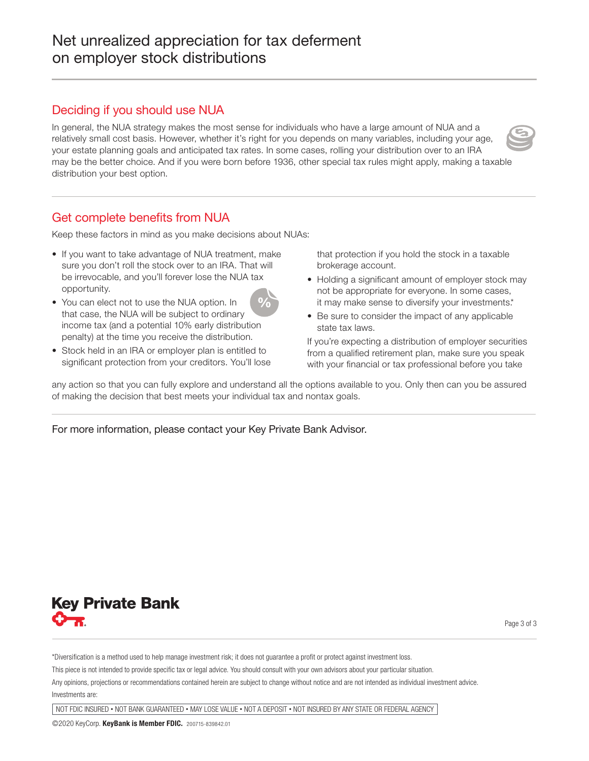# Net unrealized appreciation for tax deferment on employer stock distributions

## Deciding if you should use NUA

In general, the NUA strategy makes the most sense for individuals who have a large amount of NUA and a relatively small cost basis. However, whether it's right for you depends on many variables, including your age, your estate planning goals and anticipated tax rates. In some cases, rolling your distribution over to an IRA may be the better choice. And if you were born before 1936, other special tax rules might apply, making a taxable distribution your best option.

## Get complete benefits from NUA

Keep these factors in mind as you make decisions about NUAs:

- If you want to take advantage of NUA treatment, make sure you don't roll the stock over to an IRA. That will be irrevocable, and you'll forever lose the NUA tax opportunity.
- You can elect not to use the NUA option. In that case, the NUA will be subject to ordinary income tax (and a potential 10% early distribution penalty) at the time you receive the distribution.
- Stock held in an IRA or employer plan is entitled to significant protection from your creditors. You'll lose that protection if you hold the stock in a taxable brokerage account.
- Holding a significant amount of employer stock may not be appropriate for everyone. In some cases, it may make sense to diversify your investments.*
- Be sure to consider the impact of any applicable state tax laws.

If you're expecting a distribution of employer securities from a qualified retirement plan, make sure you speak with your financial or tax professional before you take any action so that you can fully explore and understand all the options available to you. Only then can you be assured of making the decision that best meets your individual tax and nontax goals.

For more information, please contact your Key Private Bank Advisor.

**Key Private Bank**

*Diversification is a method used to help manage investment risk; it does not guarantee a profit or protect against investment loss.

This piece is not intended to provide specific tax or legal advice. You should consult with your own advisors about your particular situation.

Any opinions, projections or recommendations contained herein are subject to change without notice and are not intended as individual investment advice.

Investments are:

NOT FDIC INSURED • NOT BANK GUARANTEED • MAY LOSE VALUE • NOT A DEPOSIT • NOT INSURED BY ANY STATE OR FEDERAL AGENCY

©2020 KeyCorp. **KeyBank is Member FDIC.** 200715-839842.01